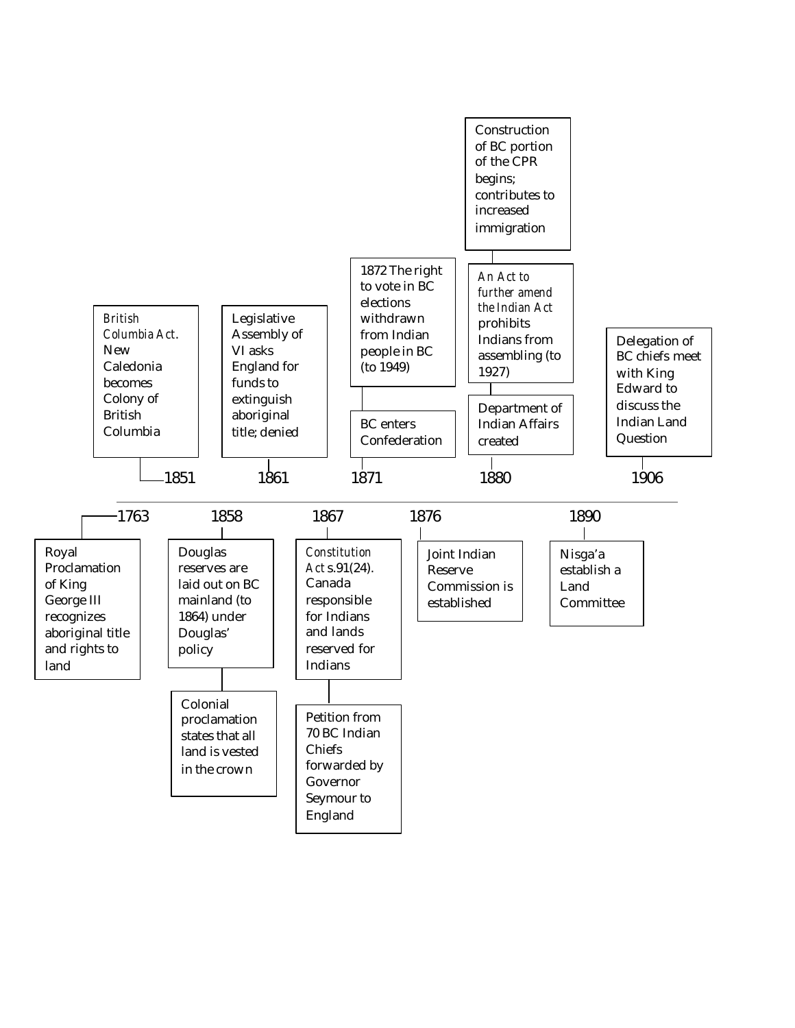- **1763** — Royal Proclamation of King George III recognizes aboriginal title and rights to land
- **1851** — *British Columbia Act*. New Caledonia becomes Colony of British Columbia
- **1858** — Douglas reserves are laid out on BC mainland (to 1864) under Douglas' policy
  - Colonial proclamation states that all land is vested in the crown
- **1861** — Legislative Assembly of VI asks England for funds to extinguish aboriginal title; denied
- **1867** — *Constitution Act* s.91(24). Canada responsible for Indians and lands reserved for Indians
  - Petition from 70 BC Indian Chiefs forwarded by Governor Seymour to England
- **1871** — BC enters Confederation
  - 1872 The right to vote in BC elections withdrawn from Indian people in BC (to 1949)
- **1876** — Joint Indian Reserve Commission is established
- **1880** — Department of Indian Affairs created
  - *An Act to further amend the Indian Act* prohibits Indians from assembling (to 1927)
  - Construction of BC portion of the CPR begins; contributes to increased immigration
- **1890** — Nisga'a establish a Land Committee
- **1906** — Delegation of BC chiefs meet with King Edward to discuss the Indian Land Question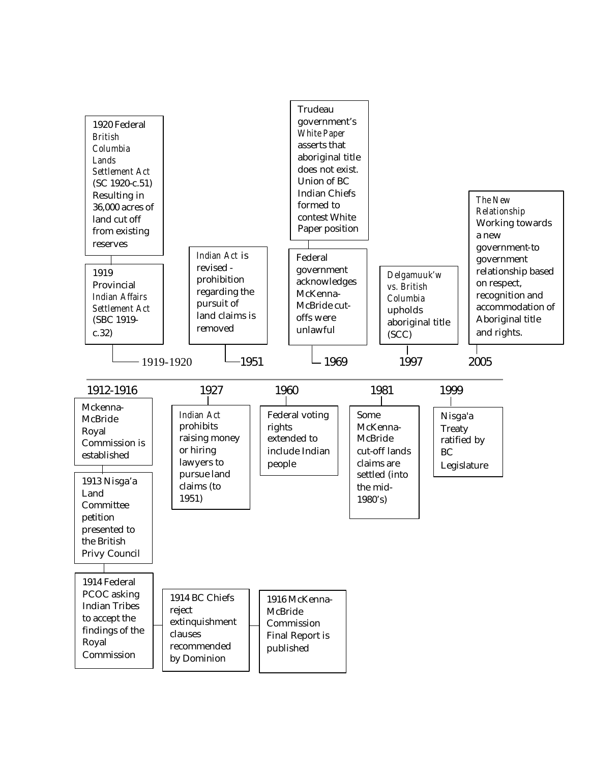1919-1920

1919 Provincial *Indian Affairs Settlement Act* (SBC 1919-c.32)

1920 Federal *British Columbia Lands Settlement Act* (SC 1920-c.51) Resulting in 36,000 acres of land cut off from existing reserves

1951

*Indian Act* is revised - prohibition regarding the pursuit of land claims is removed

1969

Federal government acknowledges McKenna-McBride cut-offs were unlawful

Trudeau government's *White Paper* asserts that aboriginal title does not exist. Union of BC Indian Chiefs formed to contest White Paper position

1997

*Delgamuuk'w vs. British Columbia* upholds aboriginal title (SCC)

2005

*The New Relationship* Working towards a new government-to government relationship based on respect, recognition and accommodation of Aboriginal title and rights.

1912-1916

Mckenna-McBride Royal Commission is established

1913 Nisga'a Land Committee petition presented to the British Privy Council

1914 Federal PCOC asking Indian Tribes to accept the findings of the Royal Commission

1914 BC Chiefs reject extinguishment clauses recommended by Dominion

1916 McKenna-McBride Commission Final Report is published

1927

*Indian Act* prohibits raising money or hiring lawyers to pursue land claims (to 1951)

1960

Federal voting rights extended to include Indian people

1981

Some McKenna-McBride cut-off lands claims are settled (into the mid-1980's)

1999

Nisga'a Treaty ratified by BC Legislature